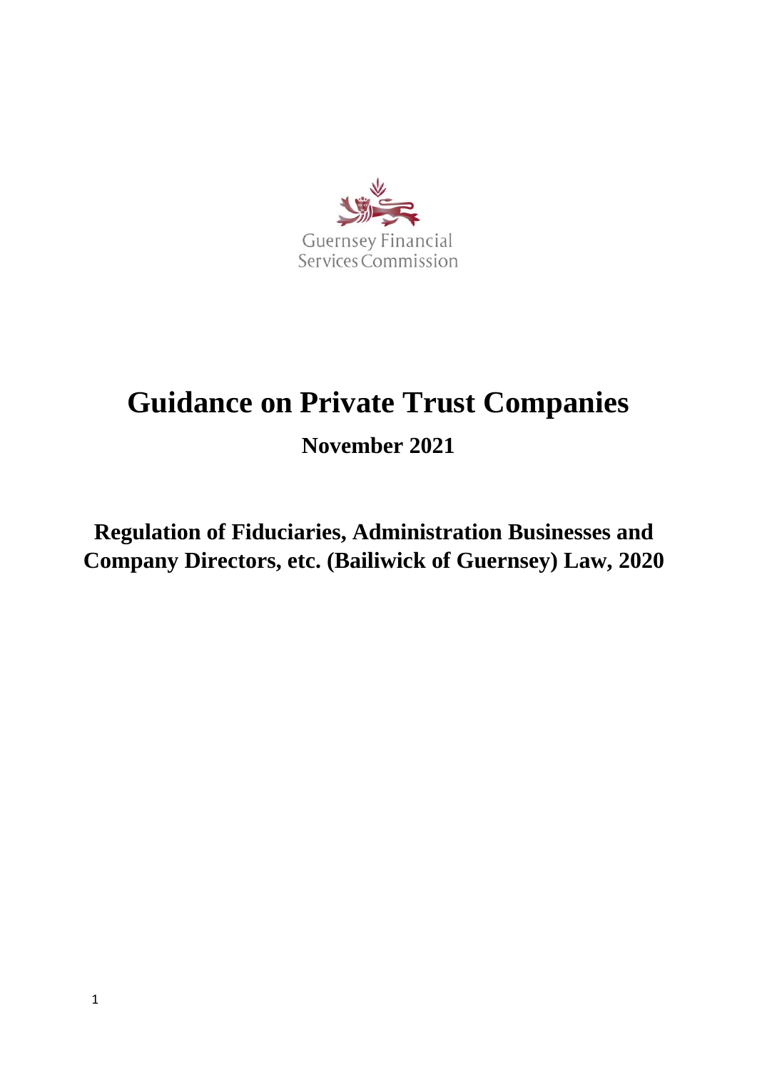Guernsey Financial Services Commission

# Guidance on Private Trust Companies

## November 2021

## Regulation of Fiduciaries, Administration Businesses and Company Directors, etc. (Bailiwick of Guernsey) Law, 2020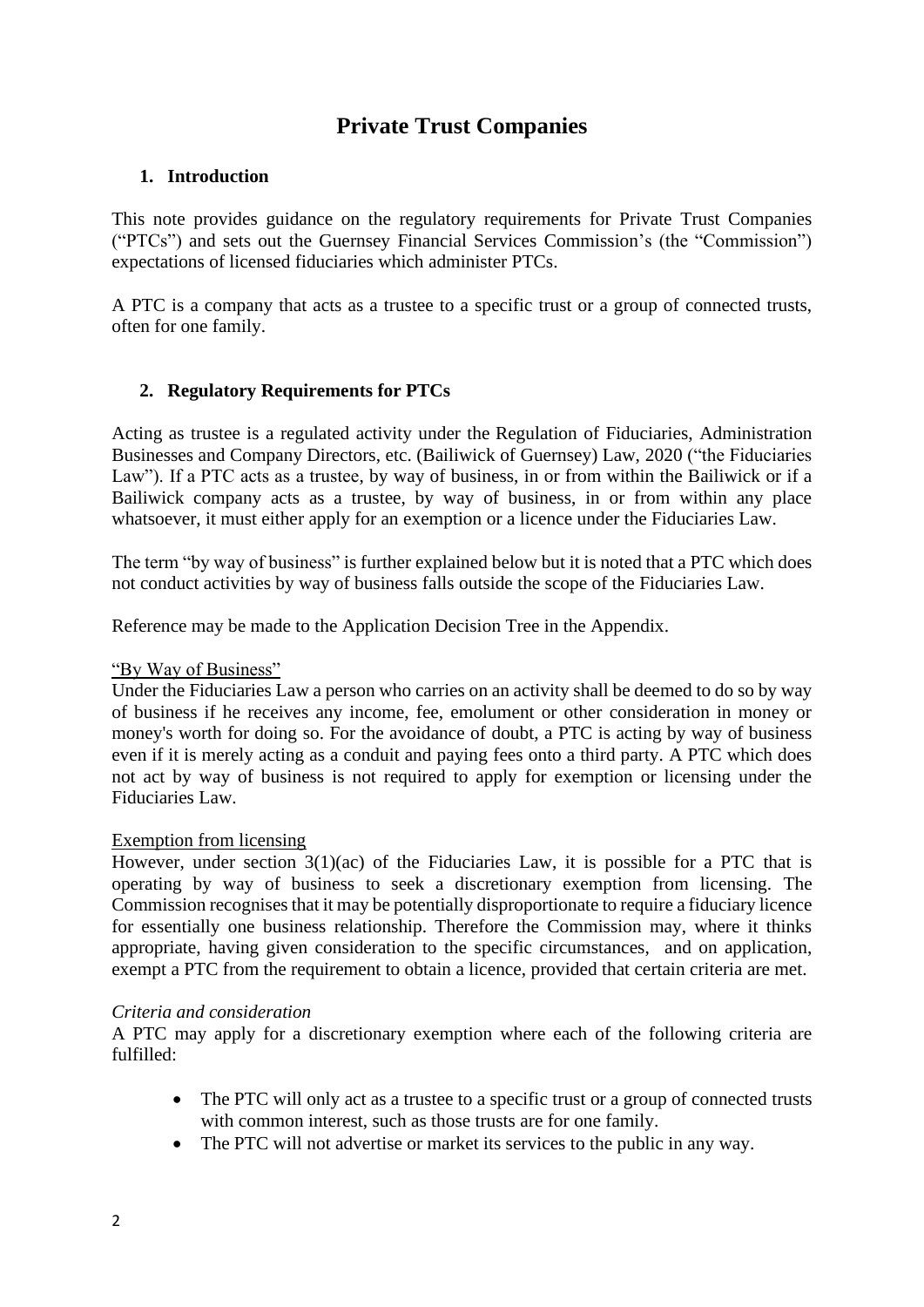# Private Trust Companies

## 1. Introduction

This note provides guidance on the regulatory requirements for Private Trust Companies ("PTCs") and sets out the Guernsey Financial Services Commission's (the "Commission") expectations of licensed fiduciaries which administer PTCs.

A PTC is a company that acts as a trustee to a specific trust or a group of connected trusts, often for one family.

## 2. Regulatory Requirements for PTCs

Acting as trustee is a regulated activity under the Regulation of Fiduciaries, Administration Businesses and Company Directors, etc. (Bailiwick of Guernsey) Law, 2020 ("the Fiduciaries Law"). If a PTC acts as a trustee, by way of business, in or from within the Bailiwick or if a Bailiwick company acts as a trustee, by way of business, in or from within any place whatsoever, it must either apply for an exemption or a licence under the Fiduciaries Law.

The term "by way of business" is further explained below but it is noted that a PTC which does not conduct activities by way of business falls outside the scope of the Fiduciaries Law.

Reference may be made to the Application Decision Tree in the Appendix.

<u>"By Way of Business"</u>

Under the Fiduciaries Law a person who carries on an activity shall be deemed to do so by way of business if he receives any income, fee, emolument or other consideration in money or money's worth for doing so. For the avoidance of doubt, a PTC is acting by way of business even if it is merely acting as a conduit and paying fees onto a third party. A PTC which does not act by way of business is not required to apply for exemption or licensing under the Fiduciaries Law.

<u>Exemption from licensing</u>

However, under section 3(1)(ac) of the Fiduciaries Law, it is possible for a PTC that is operating by way of business to seek a discretionary exemption from licensing. The Commission recognises that it may be potentially disproportionate to require a fiduciary licence for essentially one business relationship. Therefore the Commission may, where it thinks appropriate, having given consideration to the specific circumstances, and on application, exempt a PTC from the requirement to obtain a licence, provided that certain criteria are met.

*Criteria and consideration*

A PTC may apply for a discretionary exemption where each of the following criteria are fulfilled:

- The PTC will only act as a trustee to a specific trust or a group of connected trusts with common interest, such as those trusts are for one family.
- The PTC will not advertise or market its services to the public in any way.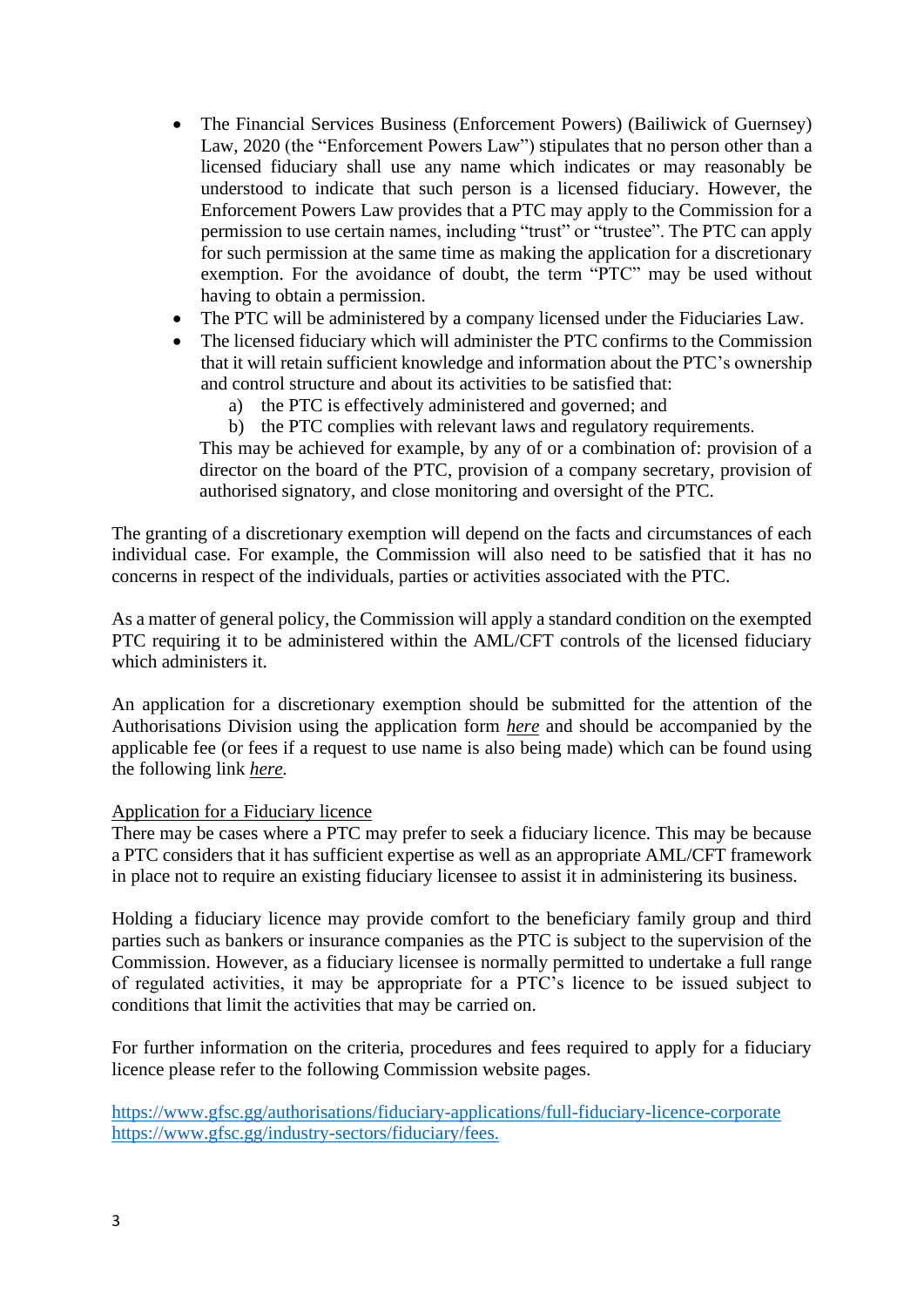- The Financial Services Business (Enforcement Powers) (Bailiwick of Guernsey) Law, 2020 (the "Enforcement Powers Law") stipulates that no person other than a licensed fiduciary shall use any name which indicates or may reasonably be understood to indicate that such person is a licensed fiduciary. However, the Enforcement Powers Law provides that a PTC may apply to the Commission for a permission to use certain names, including "trust" or "trustee". The PTC can apply for such permission at the same time as making the application for a discretionary exemption. For the avoidance of doubt, the term "PTC" may be used without having to obtain a permission.
- The PTC will be administered by a company licensed under the Fiduciaries Law.
- The licensed fiduciary which will administer the PTC confirms to the Commission that it will retain sufficient knowledge and information about the PTC's ownership and control structure and about its activities to be satisfied that:
    a) the PTC is effectively administered and governed; and
    b) the PTC complies with relevant laws and regulatory requirements.

  This may be achieved for example, by any of or a combination of: provision of a director on the board of the PTC, provision of a company secretary, provision of authorised signatory, and close monitoring and oversight of the PTC.

The granting of a discretionary exemption will depend on the facts and circumstances of each individual case. For example, the Commission will also need to be satisfied that it has no concerns in respect of the individuals, parties or activities associated with the PTC.

As a matter of general policy, the Commission will apply a standard condition on the exempted PTC requiring it to be administered within the AML/CFT controls of the licensed fiduciary which administers it.

An application for a discretionary exemption should be submitted for the attention of the Authorisations Division using the application form *here* and should be accompanied by the applicable fee (or fees if a request to use name is also being made) which can be found using the following link *here*.

Application for a Fiduciary licence

There may be cases where a PTC may prefer to seek a fiduciary licence. This may be because a PTC considers that it has sufficient expertise as well as an appropriate AML/CFT framework in place not to require an existing fiduciary licensee to assist it in administering its business.

Holding a fiduciary licence may provide comfort to the beneficiary family group and third parties such as bankers or insurance companies as the PTC is subject to the supervision of the Commission. However, as a fiduciary licensee is normally permitted to undertake a full range of regulated activities, it may be appropriate for a PTC's licence to be issued subject to conditions that limit the activities that may be carried on.

For further information on the criteria, procedures and fees required to apply for a fiduciary licence please refer to the following Commission website pages.

https://www.gfsc.gg/authorisations/fiduciary-applications/full-fiduciary-licence-corporate
https://www.gfsc.gg/industry-sectors/fiduciary/fees.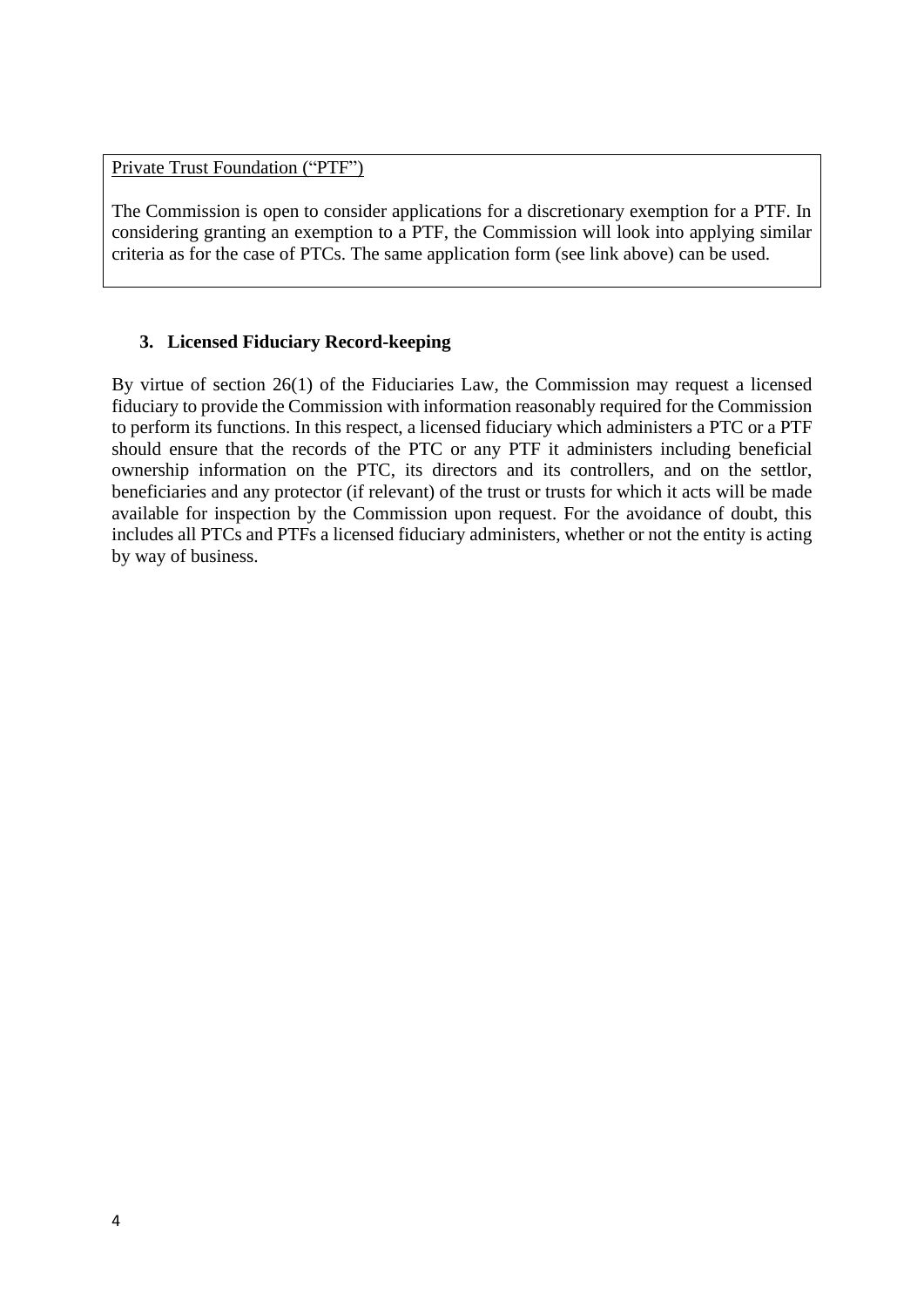<u>Private Trust Foundation ("PTF")</u>

The Commission is open to consider applications for a discretionary exemption for a PTF. In considering granting an exemption to a PTF, the Commission will look into applying similar criteria as for the case of PTCs. The same application form (see link above) can be used.

### 3. Licensed Fiduciary Record-keeping

By virtue of section 26(1) of the Fiduciaries Law, the Commission may request a licensed fiduciary to provide the Commission with information reasonably required for the Commission to perform its functions. In this respect, a licensed fiduciary which administers a PTC or a PTF should ensure that the records of the PTC or any PTF it administers including beneficial ownership information on the PTC, its directors and its controllers, and on the settlor, beneficiaries and any protector (if relevant) of the trust or trusts for which it acts will be made available for inspection by the Commission upon request. For the avoidance of doubt, this includes all PTCs and PTFs a licensed fiduciary administers, whether or not the entity is acting by way of business.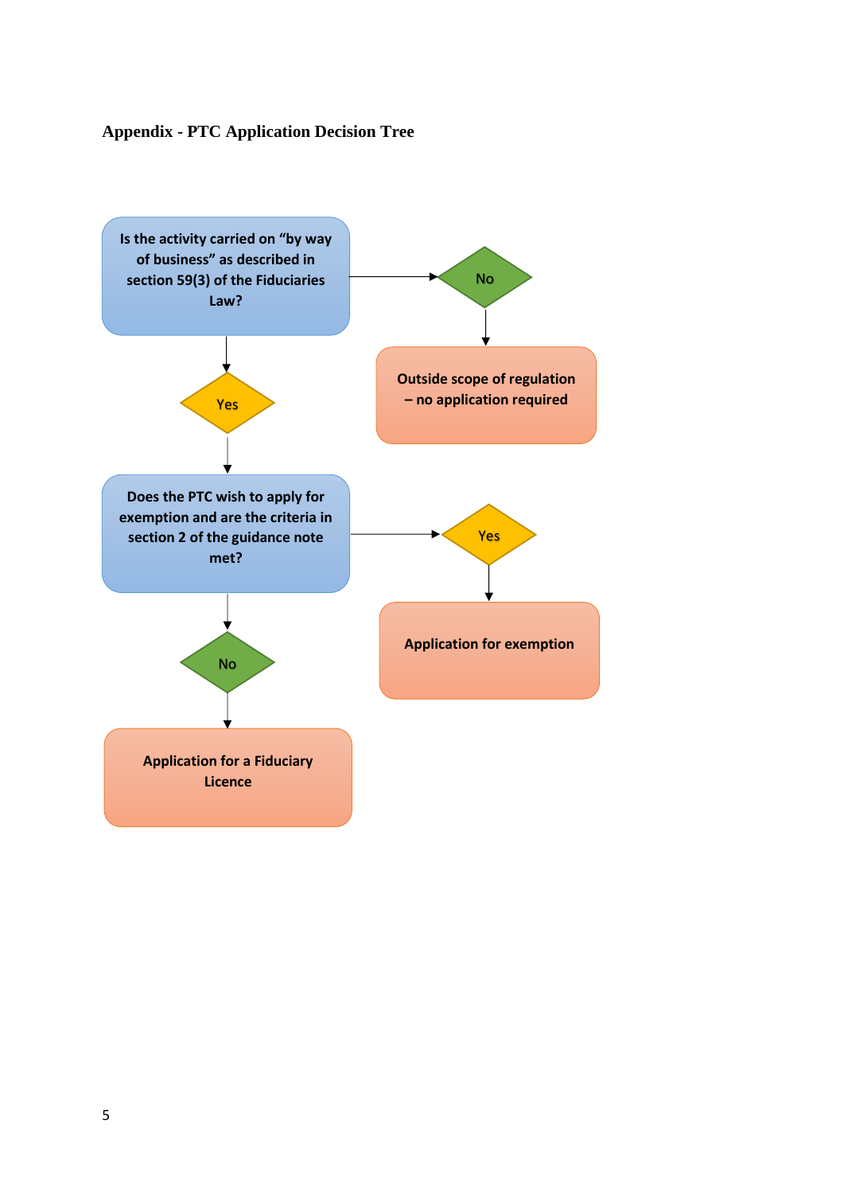## Appendix - PTC Application Decision Tree

Is the activity carried on "by way of business" as described in section 59(3) of the Fiduciaries Law?

No

Outside scope of regulation – no application required

Yes

Does the PTC wish to apply for exemption and are the criteria in section 2 of the guidance note met?

Yes

Application for exemption

No

Application for a Fiduciary Licence